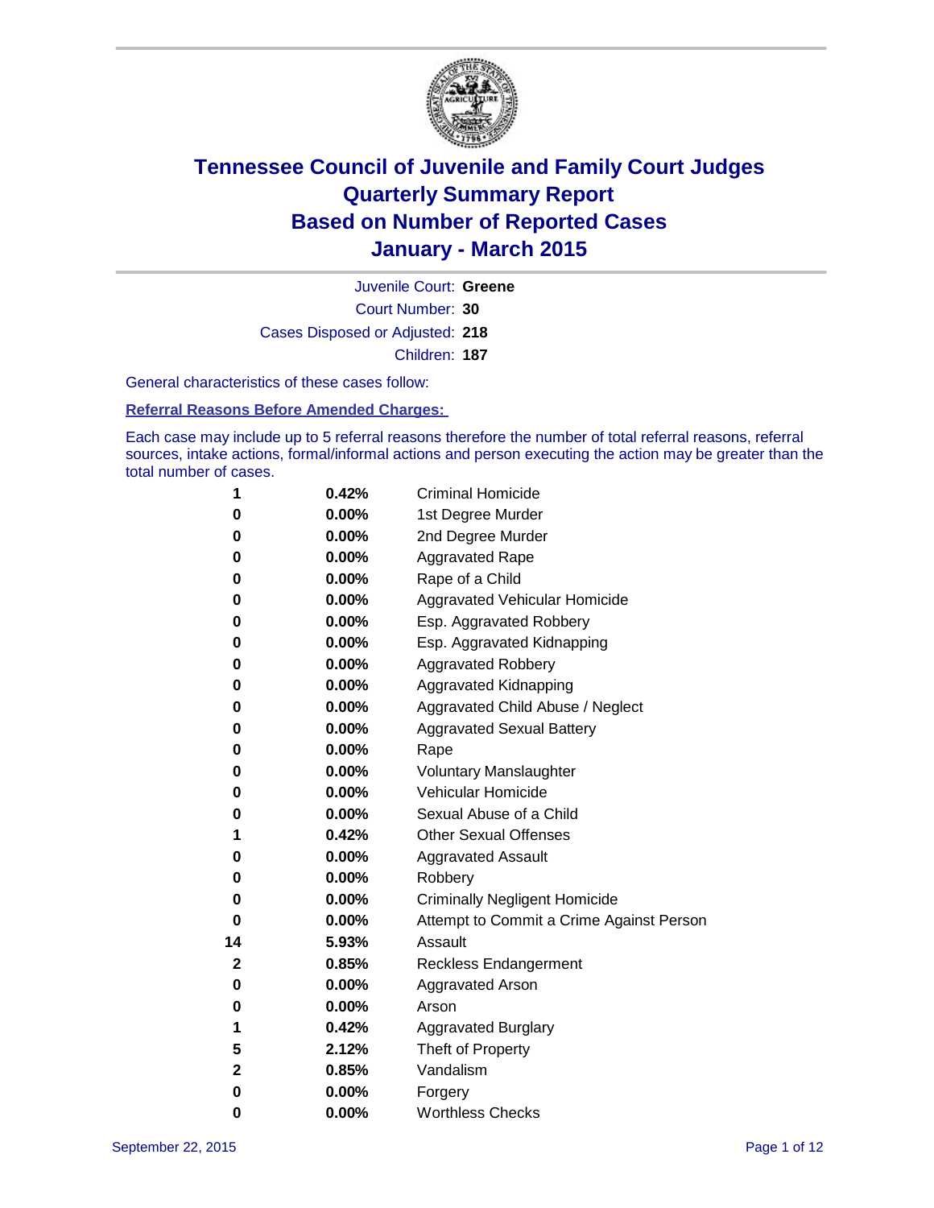# Tennessee Council of Juvenile and Family Court Judges
# Quarterly Summary Report
# Based on Number of Reported Cases
# January - March 2015

Juvenile Court: **Greene**

Court Number: **30**

Cases Disposed or Adjusted: **218**

Children: **187**

General characteristics of these cases follow:

**Referral Reasons Before Amended Charges:**

Each case may include up to 5 referral reasons therefore the number of total referral reasons, referral sources, intake actions, formal/informal actions and person executing the action may be greater than the total number of cases.

| Count | Percent | Referral Reason |
|---|---|---|
| 1 | 0.42% | Criminal Homicide |
| 0 | 0.00% | 1st Degree Murder |
| 0 | 0.00% | 2nd Degree Murder |
| 0 | 0.00% | Aggravated Rape |
| 0 | 0.00% | Rape of a Child |
| 0 | 0.00% | Aggravated Vehicular Homicide |
| 0 | 0.00% | Esp. Aggravated Robbery |
| 0 | 0.00% | Esp. Aggravated Kidnapping |
| 0 | 0.00% | Aggravated Robbery |
| 0 | 0.00% | Aggravated Kidnapping |
| 0 | 0.00% | Aggravated Child Abuse / Neglect |
| 0 | 0.00% | Aggravated Sexual Battery |
| 0 | 0.00% | Rape |
| 0 | 0.00% | Voluntary Manslaughter |
| 0 | 0.00% | Vehicular Homicide |
| 0 | 0.00% | Sexual Abuse of a Child |
| 1 | 0.42% | Other Sexual Offenses |
| 0 | 0.00% | Aggravated Assault |
| 0 | 0.00% | Robbery |
| 0 | 0.00% | Criminally Negligent Homicide |
| 0 | 0.00% | Attempt to Commit a Crime Against Person |
| 14 | 5.93% | Assault |
| 2 | 0.85% | Reckless Endangerment |
| 0 | 0.00% | Aggravated Arson |
| 0 | 0.00% | Arson |
| 1 | 0.42% | Aggravated Burglary |
| 5 | 2.12% | Theft of Property |
| 2 | 0.85% | Vandalism |
| 0 | 0.00% | Forgery |
| 0 | 0.00% | Worthless Checks |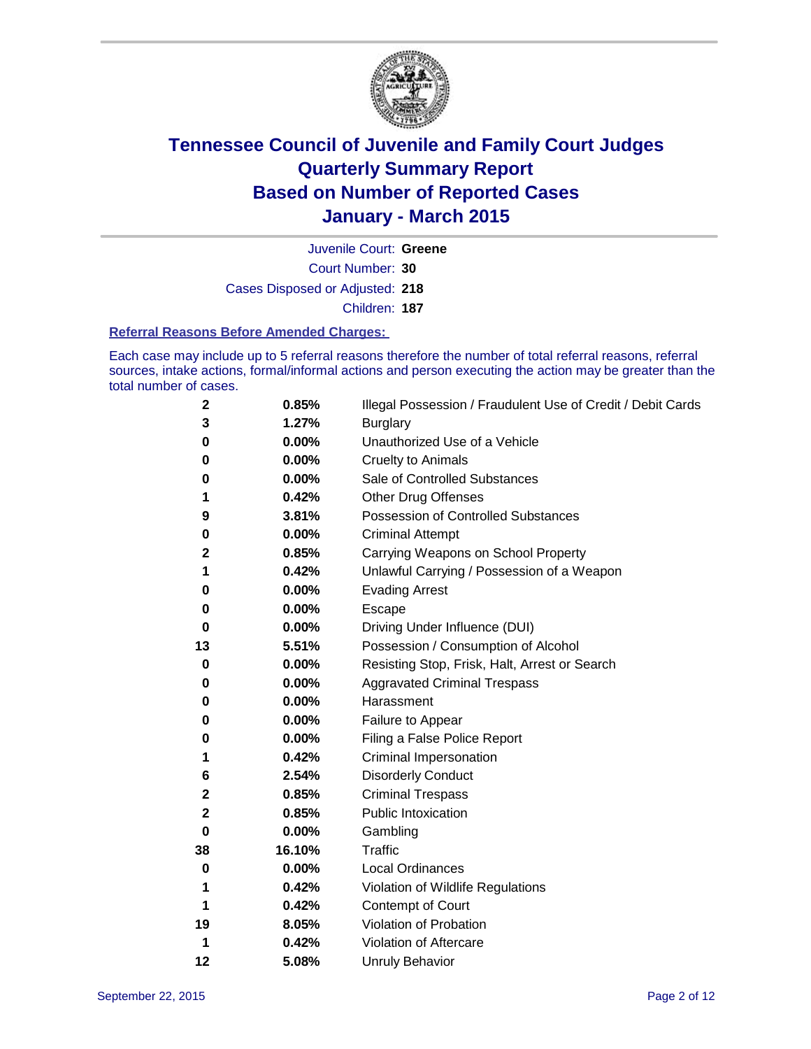# Tennessee Council of Juvenile and Family Court Judges
## Quarterly Summary Report
## Based on Number of Reported Cases
## January - March 2015

Juvenile Court: **Greene**

Court Number: **30**

Cases Disposed or Adjusted: **218**

Children: **187**

### Referral Reasons Before Amended Charges:

Each case may include up to 5 referral reasons therefore the number of total referral reasons, referral sources, intake actions, formal/informal actions and person executing the action may be greater than the total number of cases.

| Count | Percent | Referral Reason |
|---|---|---|
| 2 | 0.85% | Illegal Possession / Fraudulent Use of Credit / Debit Cards |
| 3 | 1.27% | Burglary |
| 0 | 0.00% | Unauthorized Use of a Vehicle |
| 0 | 0.00% | Cruelty to Animals |
| 0 | 0.00% | Sale of Controlled Substances |
| 1 | 0.42% | Other Drug Offenses |
| 9 | 3.81% | Possession of Controlled Substances |
| 0 | 0.00% | Criminal Attempt |
| 2 | 0.85% | Carrying Weapons on School Property |
| 1 | 0.42% | Unlawful Carrying / Possession of a Weapon |
| 0 | 0.00% | Evading Arrest |
| 0 | 0.00% | Escape |
| 0 | 0.00% | Driving Under Influence (DUI) |
| 13 | 5.51% | Possession / Consumption of Alcohol |
| 0 | 0.00% | Resisting Stop, Frisk, Halt, Arrest or Search |
| 0 | 0.00% | Aggravated Criminal Trespass |
| 0 | 0.00% | Harassment |
| 0 | 0.00% | Failure to Appear |
| 0 | 0.00% | Filing a False Police Report |
| 1 | 0.42% | Criminal Impersonation |
| 6 | 2.54% | Disorderly Conduct |
| 2 | 0.85% | Criminal Trespass |
| 2 | 0.85% | Public Intoxication |
| 0 | 0.00% | Gambling |
| 38 | 16.10% | Traffic |
| 0 | 0.00% | Local Ordinances |
| 1 | 0.42% | Violation of Wildlife Regulations |
| 1 | 0.42% | Contempt of Court |
| 19 | 8.05% | Violation of Probation |
| 1 | 0.42% | Violation of Aftercare |
| 12 | 5.08% | Unruly Behavior |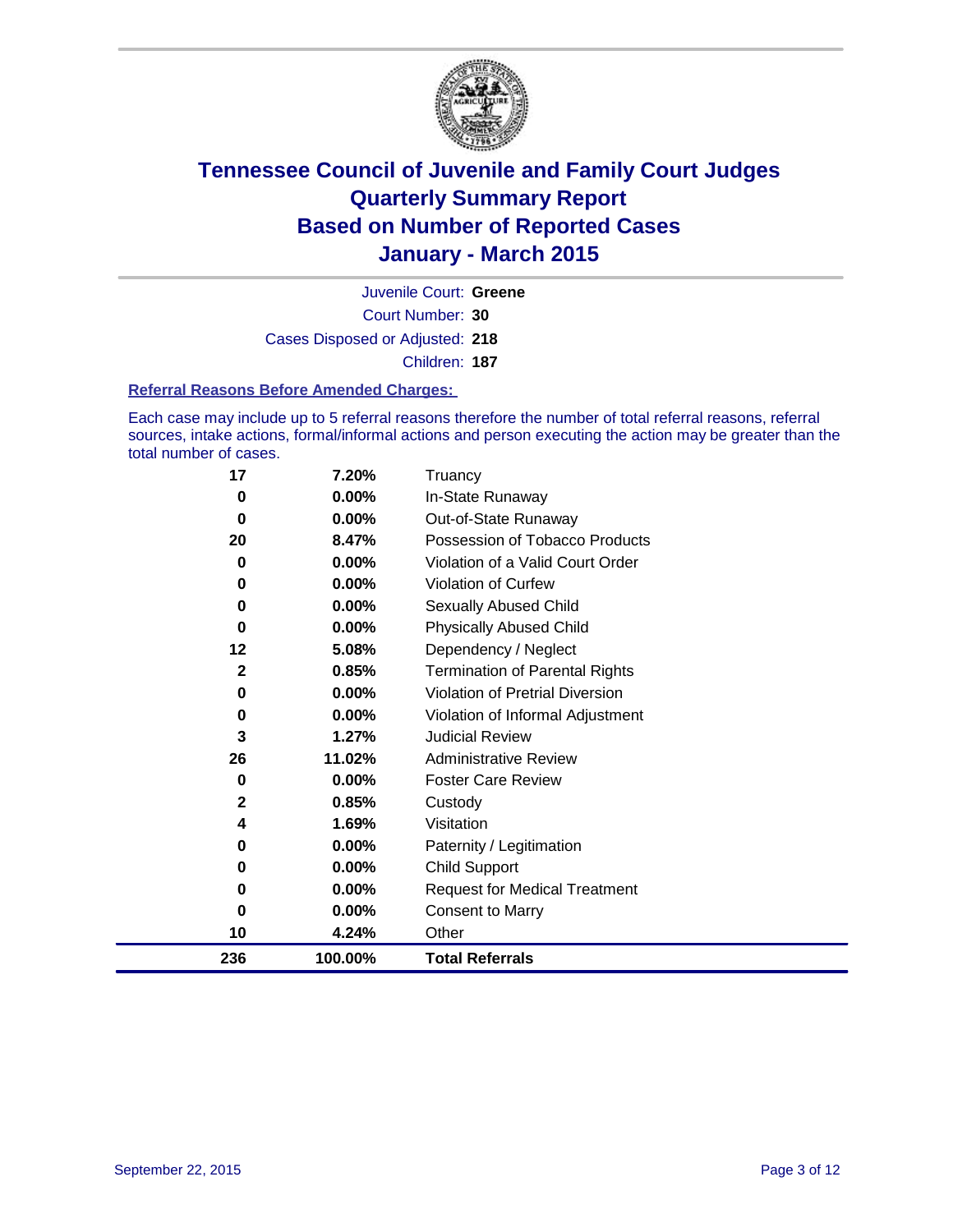# Tennessee Council of Juvenile and Family Court Judges
# Quarterly Summary Report
# Based on Number of Reported Cases
# January - March 2015

Juvenile Court: **Greene**

Court Number: **30**

Cases Disposed or Adjusted: **218**

Children: **187**

**Referral Reasons Before Amended Charges:**

Each case may include up to 5 referral reasons therefore the number of total referral reasons, referral sources, intake actions, formal/informal actions and person executing the action may be greater than the total number of cases.

| Count | Percent | Referral Reason |
|---|---|---|
| 17 | 7.20% | Truancy |
| 0 | 0.00% | In-State Runaway |
| 0 | 0.00% | Out-of-State Runaway |
| 20 | 8.47% | Possession of Tobacco Products |
| 0 | 0.00% | Violation of a Valid Court Order |
| 0 | 0.00% | Violation of Curfew |
| 0 | 0.00% | Sexually Abused Child |
| 0 | 0.00% | Physically Abused Child |
| 12 | 5.08% | Dependency / Neglect |
| 2 | 0.85% | Termination of Parental Rights |
| 0 | 0.00% | Violation of Pretrial Diversion |
| 0 | 0.00% | Violation of Informal Adjustment |
| 3 | 1.27% | Judicial Review |
| 26 | 11.02% | Administrative Review |
| 0 | 0.00% | Foster Care Review |
| 2 | 0.85% | Custody |
| 4 | 1.69% | Visitation |
| 0 | 0.00% | Paternity / Legitimation |
| 0 | 0.00% | Child Support |
| 0 | 0.00% | Request for Medical Treatment |
| 0 | 0.00% | Consent to Marry |
| 10 | 4.24% | Other |
| **236** | **100.00%** | **Total Referrals** |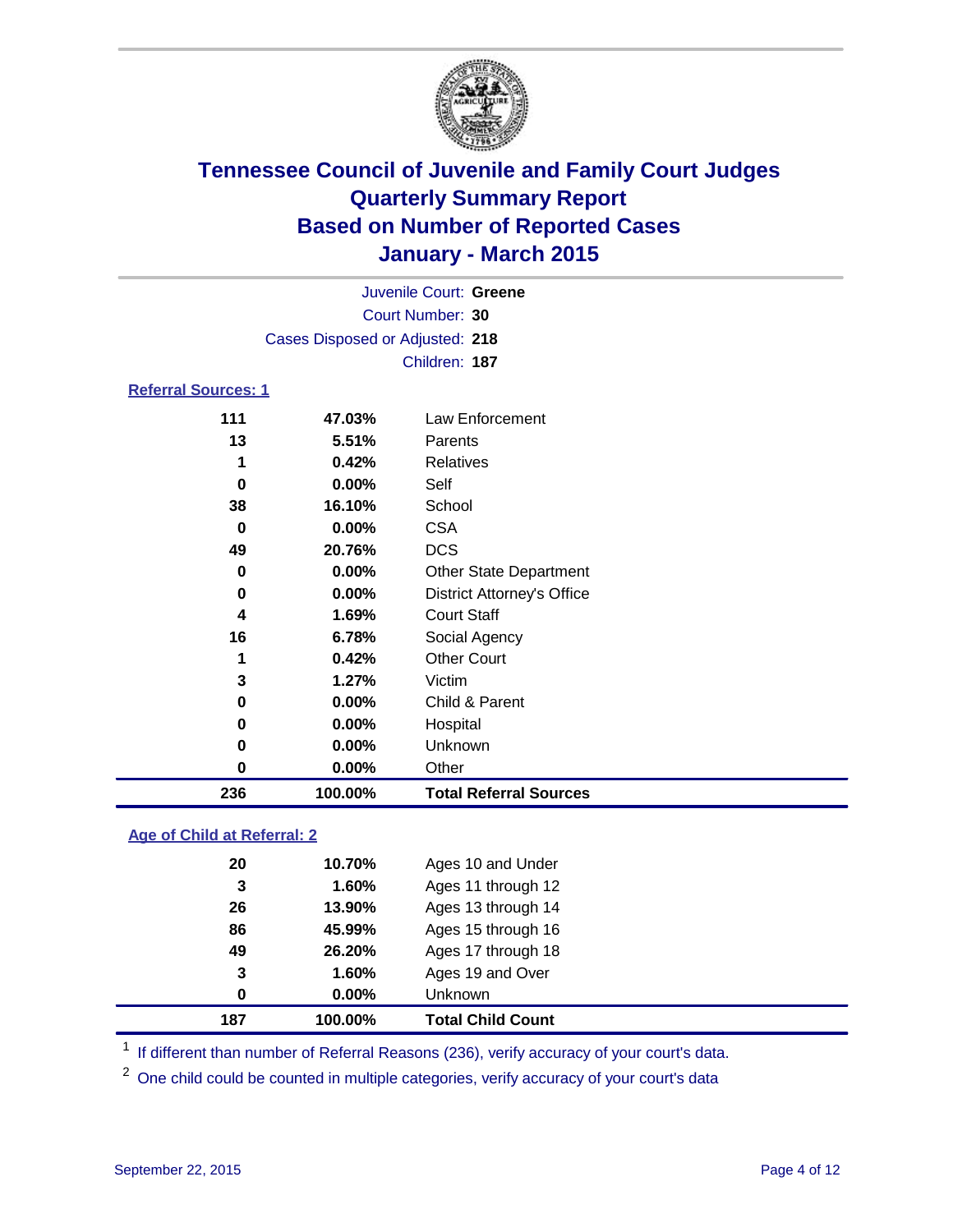# Tennessee Council of Juvenile and Family Court Judges
## Quarterly Summary Report
## Based on Number of Reported Cases
## January - March 2015

Juvenile Court: **Greene**

Court Number: **30**

Cases Disposed or Adjusted: **218**

Children: **187**

### Referral Sources: 1

| | | |
|---|---|---|
| 111 | 47.03% | Law Enforcement |
| 13 | 5.51% | Parents |
| 1 | 0.42% | Relatives |
| 0 | 0.00% | Self |
| 38 | 16.10% | School |
| 0 | 0.00% | CSA |
| 49 | 20.76% | DCS |
| 0 | 0.00% | Other State Department |
| 0 | 0.00% | District Attorney's Office |
| 4 | 1.69% | Court Staff |
| 16 | 6.78% | Social Agency |
| 1 | 0.42% | Other Court |
| 3 | 1.27% | Victim |
| 0 | 0.00% | Child & Parent |
| 0 | 0.00% | Hospital |
| 0 | 0.00% | Unknown |
| 0 | 0.00% | Other |
| **236** | **100.00%** | **Total Referral Sources** |

### Age of Child at Referral: 2

| | | |
|---|---|---|
| 20 | 10.70% | Ages 10 and Under |
| 3 | 1.60% | Ages 11 through 12 |
| 26 | 13.90% | Ages 13 through 14 |
| 86 | 45.99% | Ages 15 through 16 |
| 49 | 26.20% | Ages 17 through 18 |
| 3 | 1.60% | Ages 19 and Over |
| 0 | 0.00% | Unknown |
| **187** | **100.00%** | **Total Child Count** |

[1] If different than number of Referral Reasons (236), verify accuracy of your court's data.

[2] One child could be counted in multiple categories, verify accuracy of your court's data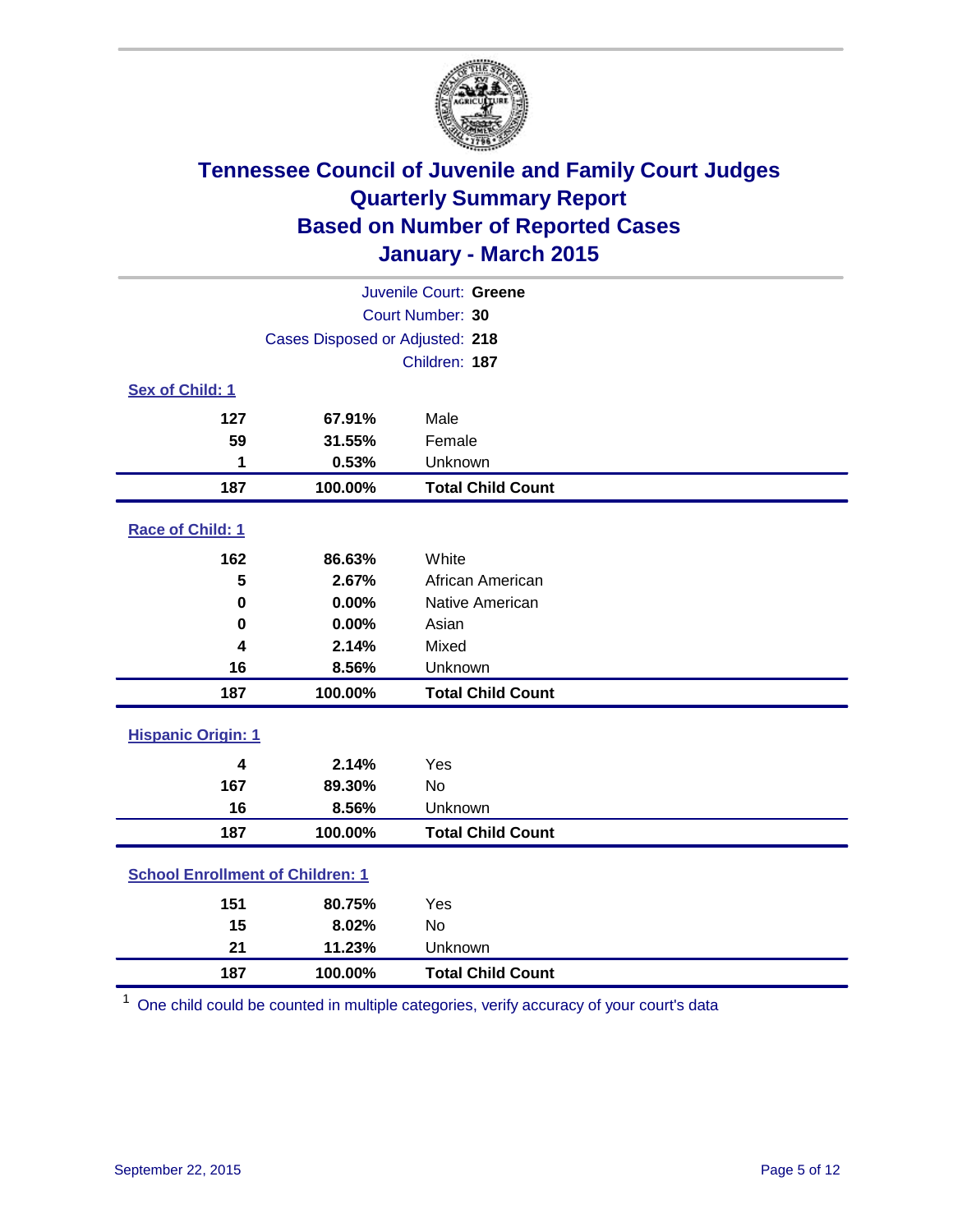# Tennessee Council of Juvenile and Family Court Judges
# Quarterly Summary Report
# Based on Number of Reported Cases
# January - March 2015

Juvenile Court: **Greene**

Court Number: **30**

Cases Disposed or Adjusted: **218**

Children: **187**

### Sex of Child: 1

| Count | Percent | Category |
|---|---|---|
| 127 | 67.91% | Male |
| 59 | 31.55% | Female |
| 1 | 0.53% | Unknown |
| **187** | **100.00%** | **Total Child Count** |

### Race of Child: 1

| Count | Percent | Category |
|---|---|---|
| 162 | 86.63% | White |
| 5 | 2.67% | African American |
| 0 | 0.00% | Native American |
| 0 | 0.00% | Asian |
| 4 | 2.14% | Mixed |
| 16 | 8.56% | Unknown |
| **187** | **100.00%** | **Total Child Count** |

### Hispanic Origin: 1

| Count | Percent | Category |
|---|---|---|
| 4 | 2.14% | Yes |
| 167 | 89.30% | No |
| 16 | 8.56% | Unknown |
| **187** | **100.00%** | **Total Child Count** |

### School Enrollment of Children: 1

| Count | Percent | Category |
|---|---|---|
| 151 | 80.75% | Yes |
| 15 | 8.02% | No |
| 21 | 11.23% | Unknown |
| **187** | **100.00%** | **Total Child Count** |

[1] One child could be counted in multiple categories, verify accuracy of your court's data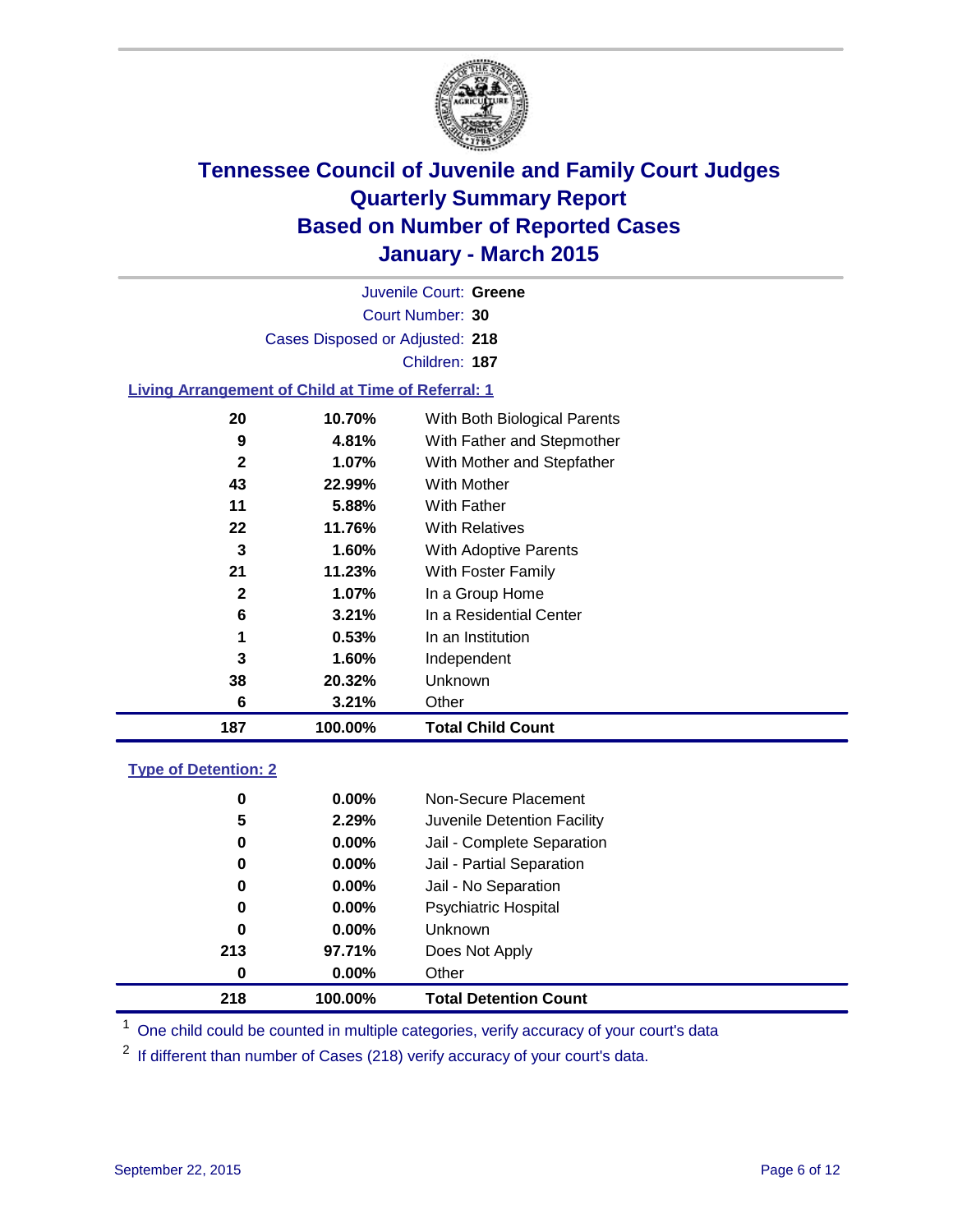# Tennessee Council of Juvenile and Family Court Judges
## Quarterly Summary Report
## Based on Number of Reported Cases
## January - March 2015

Juvenile Court: **Greene**
Court Number: **30**
Cases Disposed or Adjusted: **218**
Children: **187**

### Living Arrangement of Child at Time of Referral: 1

| Count | Percent | Category |
|---|---|---|
| 20 | 10.70% | With Both Biological Parents |
| 9 | 4.81% | With Father and Stepmother |
| 2 | 1.07% | With Mother and Stepfather |
| 43 | 22.99% | With Mother |
| 11 | 5.88% | With Father |
| 22 | 11.76% | With Relatives |
| 3 | 1.60% | With Adoptive Parents |
| 21 | 11.23% | With Foster Family |
| 2 | 1.07% | In a Group Home |
| 6 | 3.21% | In a Residential Center |
| 1 | 0.53% | In an Institution |
| 3 | 1.60% | Independent |
| 38 | 20.32% | Unknown |
| 6 | 3.21% | Other |
| **187** | **100.00%** | **Total Child Count** |

### Type of Detention: 2

| Count | Percent | Category |
|---|---|---|
| 0 | 0.00% | Non-Secure Placement |
| 5 | 2.29% | Juvenile Detention Facility |
| 0 | 0.00% | Jail - Complete Separation |
| 0 | 0.00% | Jail - Partial Separation |
| 0 | 0.00% | Jail - No Separation |
| 0 | 0.00% | Psychiatric Hospital |
| 0 | 0.00% | Unknown |
| 213 | 97.71% | Does Not Apply |
| 0 | 0.00% | Other |
| **218** | **100.00%** | **Total Detention Count** |

[1] One child could be counted in multiple categories, verify accuracy of your court's data

[2] If different than number of Cases (218) verify accuracy of your court's data.

September 22, 2015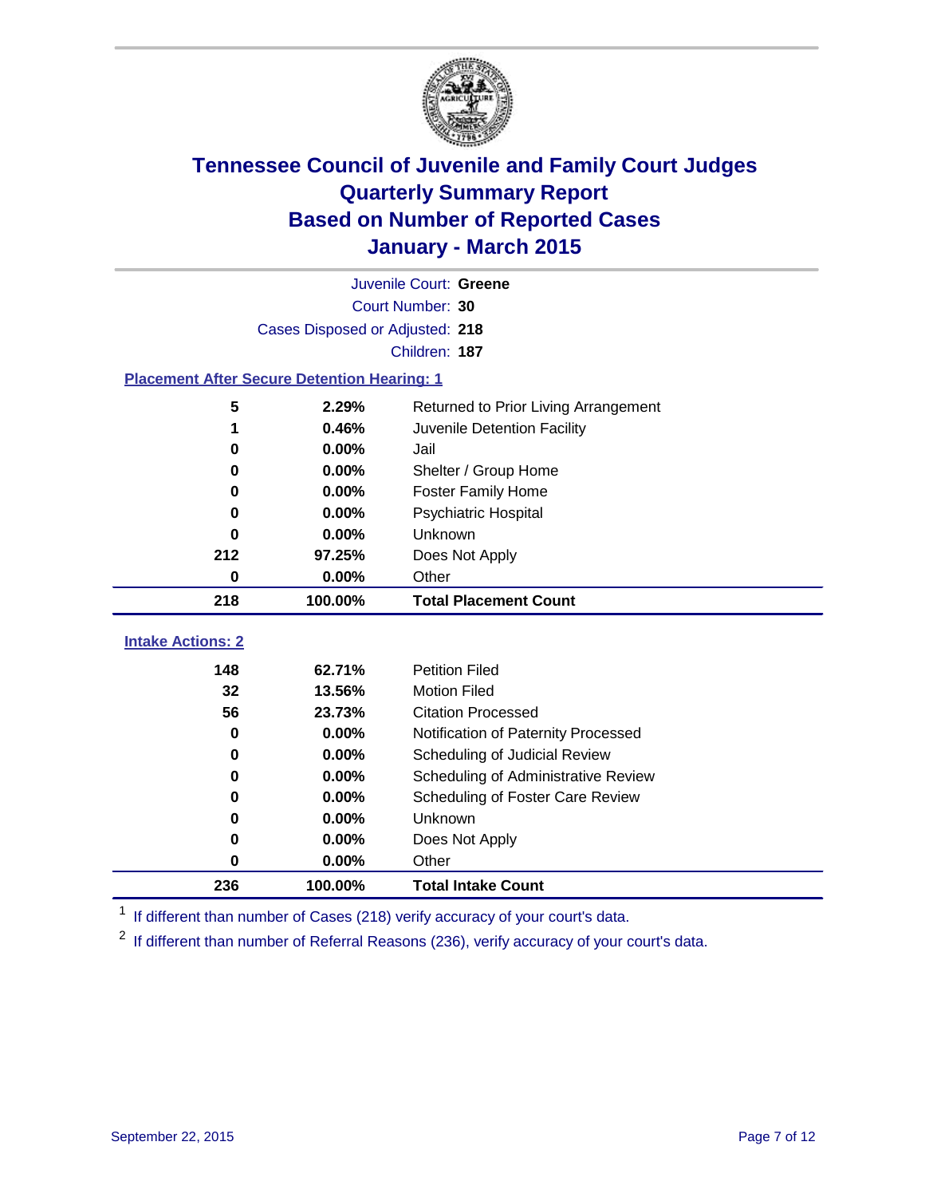# Tennessee Council of Juvenile and Family Court Judges
# Quarterly Summary Report
# Based on Number of Reported Cases
# January - March 2015

Juvenile Court: **Greene**
Court Number: **30**
Cases Disposed or Adjusted: **218**
Children: **187**

## Placement After Secure Detention Hearing: 1

| Count | Percent | Placement |
|---|---|---|
| 5 | 2.29% | Returned to Prior Living Arrangement |
| 1 | 0.46% | Juvenile Detention Facility |
| 0 | 0.00% | Jail |
| 0 | 0.00% | Shelter / Group Home |
| 0 | 0.00% | Foster Family Home |
| 0 | 0.00% | Psychiatric Hospital |
| 0 | 0.00% | Unknown |
| 212 | 97.25% | Does Not Apply |
| 0 | 0.00% | Other |
| **218** | **100.00%** | **Total Placement Count** |

## Intake Actions: 2

| Count | Percent | Intake Action |
|---|---|---|
| 148 | 62.71% | Petition Filed |
| 32 | 13.56% | Motion Filed |
| 56 | 23.73% | Citation Processed |
| 0 | 0.00% | Notification of Paternity Processed |
| 0 | 0.00% | Scheduling of Judicial Review |
| 0 | 0.00% | Scheduling of Administrative Review |
| 0 | 0.00% | Scheduling of Foster Care Review |
| 0 | 0.00% | Unknown |
| 0 | 0.00% | Does Not Apply |
| 0 | 0.00% | Other |
| **236** | **100.00%** | **Total Intake Count** |

[1] If different than number of Cases (218) verify accuracy of your court's data.

[2] If different than number of Referral Reasons (236), verify accuracy of your court's data.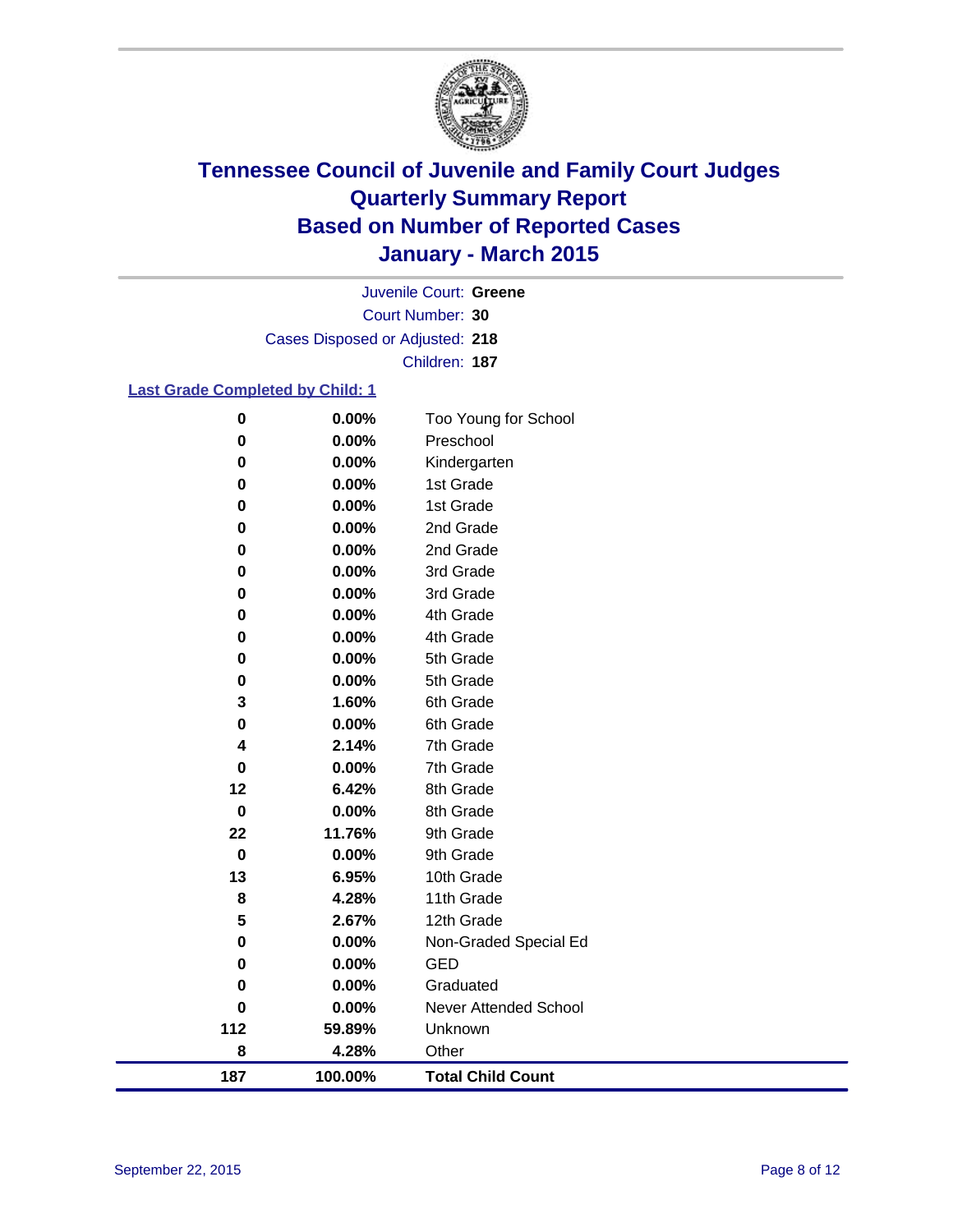# Tennessee Council of Juvenile and Family Court Judges
# Quarterly Summary Report
# Based on Number of Reported Cases
# January - March 2015

Juvenile Court: **Greene**

Court Number: **30**

Cases Disposed or Adjusted: **218**

Children: **187**

**Last Grade Completed by Child: 1**

| Count | Percent | Grade |
|---|---|---|
| 0 | 0.00% | Too Young for School |
| 0 | 0.00% | Preschool |
| 0 | 0.00% | Kindergarten |
| 0 | 0.00% | 1st Grade |
| 0 | 0.00% | 1st Grade |
| 0 | 0.00% | 2nd Grade |
| 0 | 0.00% | 2nd Grade |
| 0 | 0.00% | 3rd Grade |
| 0 | 0.00% | 3rd Grade |
| 0 | 0.00% | 4th Grade |
| 0 | 0.00% | 4th Grade |
| 0 | 0.00% | 5th Grade |
| 0 | 0.00% | 5th Grade |
| 3 | 1.60% | 6th Grade |
| 0 | 0.00% | 6th Grade |
| 4 | 2.14% | 7th Grade |
| 0 | 0.00% | 7th Grade |
| 12 | 6.42% | 8th Grade |
| 0 | 0.00% | 8th Grade |
| 22 | 11.76% | 9th Grade |
| 0 | 0.00% | 9th Grade |
| 13 | 6.95% | 10th Grade |
| 8 | 4.28% | 11th Grade |
| 5 | 2.67% | 12th Grade |
| 0 | 0.00% | Non-Graded Special Ed |
| 0 | 0.00% | GED |
| 0 | 0.00% | Graduated |
| 0 | 0.00% | Never Attended School |
| 112 | 59.89% | Unknown |
| 8 | 4.28% | Other |
| **187** | **100.00%** | **Total Child Count** |

September 22, 2015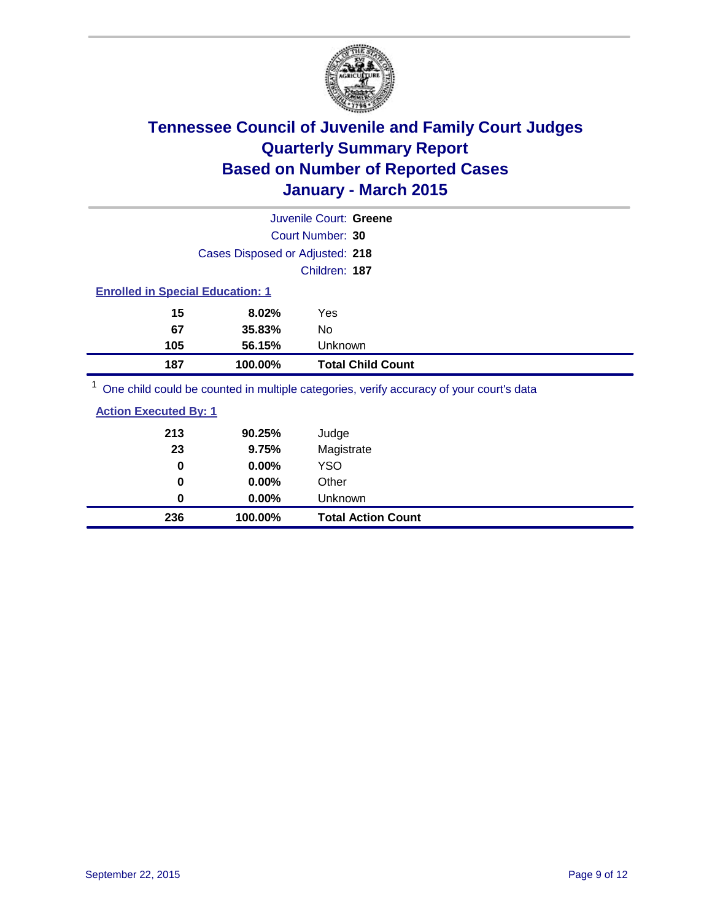# Tennessee Council of Juvenile and Family Court Judges
## Quarterly Summary Report
## Based on Number of Reported Cases
## January - March 2015

Juvenile Court: **Greene**

Court Number: **30**

Cases Disposed or Adjusted: **218**

Children: **187**

### Enrolled in Special Education: 1

| Count | Percent | Category |
|---|---|---|
| 15 | 8.02% | Yes |
| 67 | 35.83% | No |
| 105 | 56.15% | Unknown |
| **187** | **100.00%** | **Total Child Count** |

[1] One child could be counted in multiple categories, verify accuracy of your court's data

### Action Executed By: 1

| Count | Percent | Category |
|---|---|---|
| 213 | 90.25% | Judge |
| 23 | 9.75% | Magistrate |
| 0 | 0.00% | YSO |
| 0 | 0.00% | Other |
| 0 | 0.00% | Unknown |
| **236** | **100.00%** | **Total Action Count** |

September 22, 2015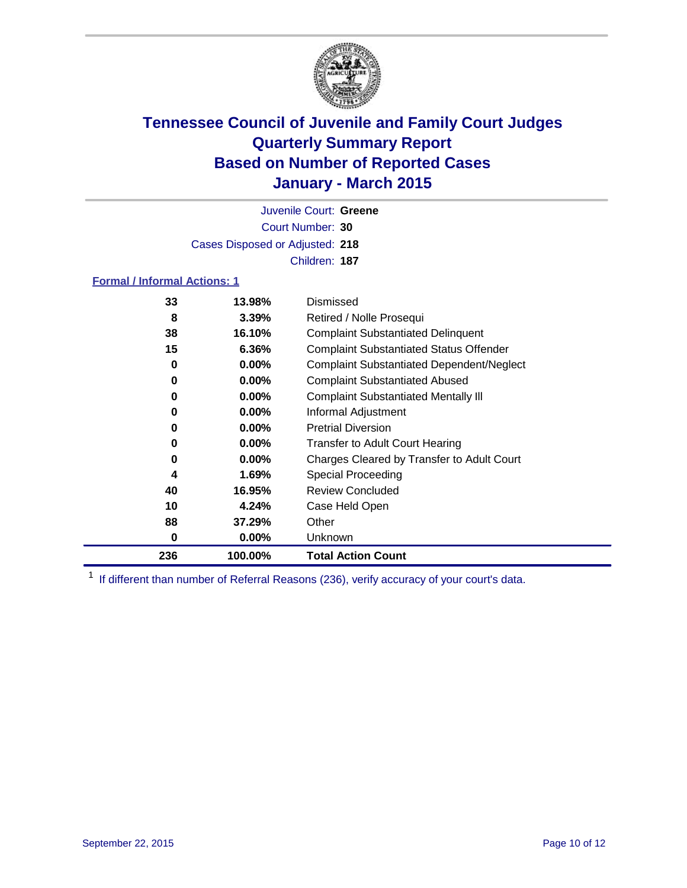# Tennessee Council of Juvenile and Family Court Judges
# Quarterly Summary Report
# Based on Number of Reported Cases
# January - March 2015

Juvenile Court: **Greene**
Court Number: **30**
Cases Disposed or Adjusted: **218**
Children: **187**

**Formal / Informal Actions: 1**

| Count | Percent | Action |
|---|---|---|
| 33 | 13.98% | Dismissed |
| 8 | 3.39% | Retired / Nolle Prosequi |
| 38 | 16.10% | Complaint Substantiated Delinquent |
| 15 | 6.36% | Complaint Substantiated Status Offender |
| 0 | 0.00% | Complaint Substantiated Dependent/Neglect |
| 0 | 0.00% | Complaint Substantiated Abused |
| 0 | 0.00% | Complaint Substantiated Mentally Ill |
| 0 | 0.00% | Informal Adjustment |
| 0 | 0.00% | Pretrial Diversion |
| 0 | 0.00% | Transfer to Adult Court Hearing |
| 0 | 0.00% | Charges Cleared by Transfer to Adult Court |
| 4 | 1.69% | Special Proceeding |
| 40 | 16.95% | Review Concluded |
| 10 | 4.24% | Case Held Open |
| 88 | 37.29% | Other |
| 0 | 0.00% | Unknown |
| **236** | **100.00%** | **Total Action Count** |

[1] If different than number of Referral Reasons (236), verify accuracy of your court's data.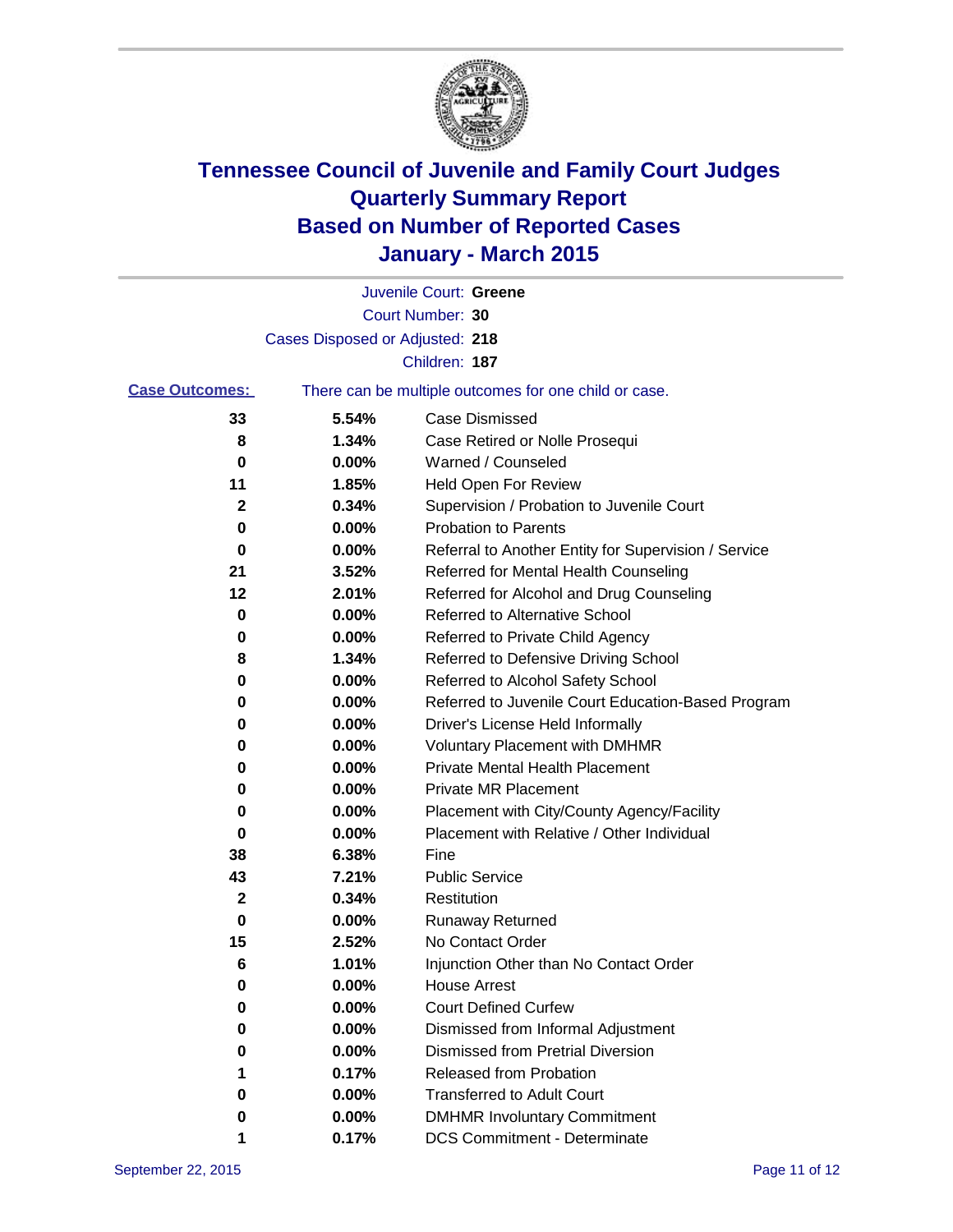# Tennessee Council of Juvenile and Family Court Judges
# Quarterly Summary Report
# Based on Number of Reported Cases
# January - March 2015

Juvenile Court: **Greene**

Court Number: **30**

Cases Disposed or Adjusted: **218**

Children: **187**

**Case Outcomes:** There can be multiple outcomes for one child or case.

| Count | Percent | Outcome |
|---|---|---|
| **33** | **5.54%** | Case Dismissed |
| **8** | **1.34%** | Case Retired or Nolle Prosequi |
| **0** | **0.00%** | Warned / Counseled |
| **11** | **1.85%** | Held Open For Review |
| **2** | **0.34%** | Supervision / Probation to Juvenile Court |
| **0** | **0.00%** | Probation to Parents |
| **0** | **0.00%** | Referral to Another Entity for Supervision / Service |
| **21** | **3.52%** | Referred for Mental Health Counseling |
| **12** | **2.01%** | Referred for Alcohol and Drug Counseling |
| **0** | **0.00%** | Referred to Alternative School |
| **0** | **0.00%** | Referred to Private Child Agency |
| **8** | **1.34%** | Referred to Defensive Driving School |
| **0** | **0.00%** | Referred to Alcohol Safety School |
| **0** | **0.00%** | Referred to Juvenile Court Education-Based Program |
| **0** | **0.00%** | Driver's License Held Informally |
| **0** | **0.00%** | Voluntary Placement with DMHMR |
| **0** | **0.00%** | Private Mental Health Placement |
| **0** | **0.00%** | Private MR Placement |
| **0** | **0.00%** | Placement with City/County Agency/Facility |
| **0** | **0.00%** | Placement with Relative / Other Individual |
| **38** | **6.38%** | Fine |
| **43** | **7.21%** | Public Service |
| **2** | **0.34%** | Restitution |
| **0** | **0.00%** | Runaway Returned |
| **15** | **2.52%** | No Contact Order |
| **6** | **1.01%** | Injunction Other than No Contact Order |
| **0** | **0.00%** | House Arrest |
| **0** | **0.00%** | Court Defined Curfew |
| **0** | **0.00%** | Dismissed from Informal Adjustment |
| **0** | **0.00%** | Dismissed from Pretrial Diversion |
| **1** | **0.17%** | Released from Probation |
| **0** | **0.00%** | Transferred to Adult Court |
| **0** | **0.00%** | DMHMR Involuntary Commitment |
| **1** | **0.17%** | DCS Commitment - Determinate |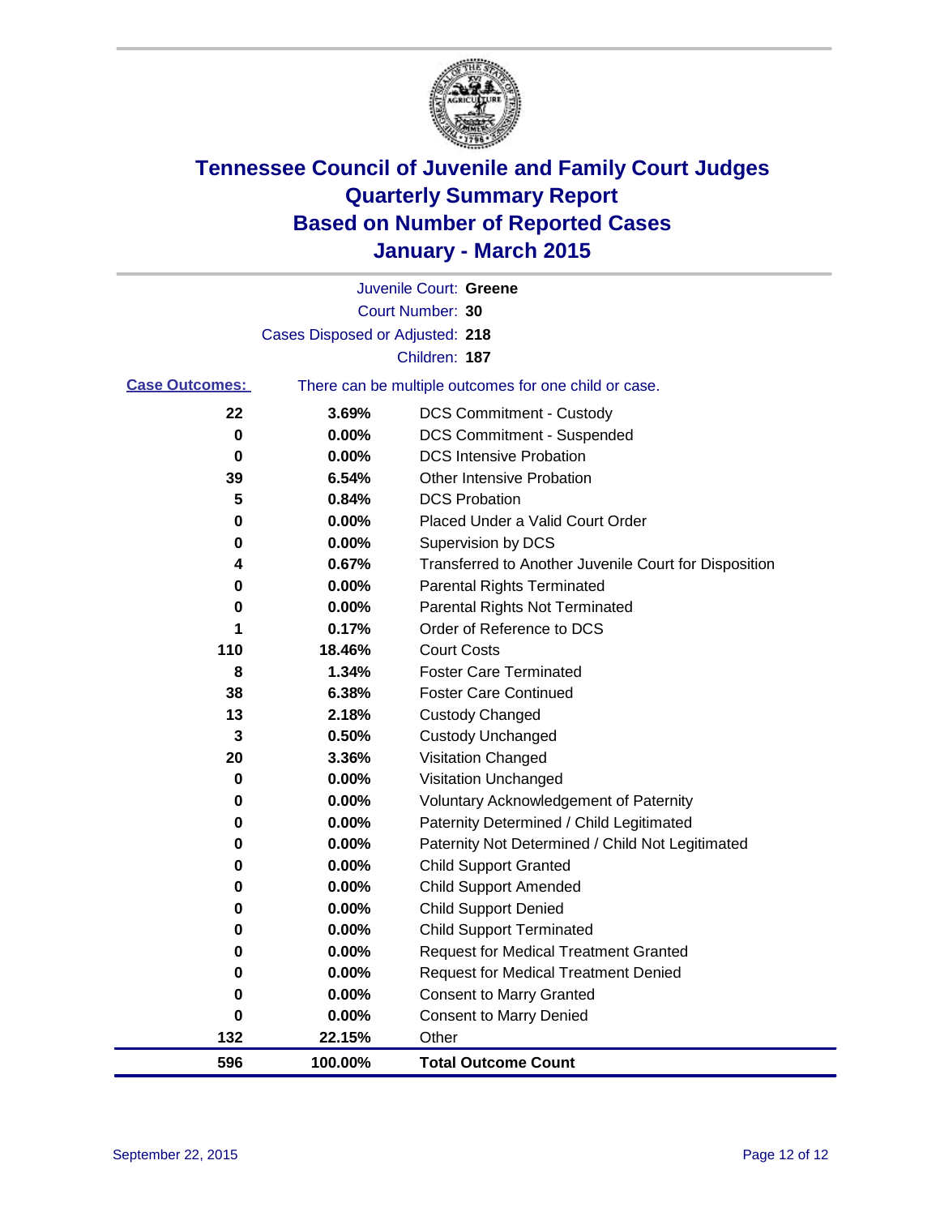# Tennessee Council of Juvenile and Family Court Judges
# Quarterly Summary Report
# Based on Number of Reported Cases
# January - March 2015

Juvenile Court: **Greene**

Court Number: **30**

Cases Disposed or Adjusted: **218**

Children: **187**

**Case Outcomes:** There can be multiple outcomes for one child or case.

| | | |
|---|---|---|
| 22 | 3.69% | DCS Commitment - Custody |
| 0 | 0.00% | DCS Commitment - Suspended |
| 0 | 0.00% | DCS Intensive Probation |
| 39 | 6.54% | Other Intensive Probation |
| 5 | 0.84% | DCS Probation |
| 0 | 0.00% | Placed Under a Valid Court Order |
| 0 | 0.00% | Supervision by DCS |
| 4 | 0.67% | Transferred to Another Juvenile Court for Disposition |
| 0 | 0.00% | Parental Rights Terminated |
| 0 | 0.00% | Parental Rights Not Terminated |
| 1 | 0.17% | Order of Reference to DCS |
| 110 | 18.46% | Court Costs |
| 8 | 1.34% | Foster Care Terminated |
| 38 | 6.38% | Foster Care Continued |
| 13 | 2.18% | Custody Changed |
| 3 | 0.50% | Custody Unchanged |
| 20 | 3.36% | Visitation Changed |
| 0 | 0.00% | Visitation Unchanged |
| 0 | 0.00% | Voluntary Acknowledgement of Paternity |
| 0 | 0.00% | Paternity Determined / Child Legitimated |
| 0 | 0.00% | Paternity Not Determined / Child Not Legitimated |
| 0 | 0.00% | Child Support Granted |
| 0 | 0.00% | Child Support Amended |
| 0 | 0.00% | Child Support Denied |
| 0 | 0.00% | Child Support Terminated |
| 0 | 0.00% | Request for Medical Treatment Granted |
| 0 | 0.00% | Request for Medical Treatment Denied |
| 0 | 0.00% | Consent to Marry Granted |
| 0 | 0.00% | Consent to Marry Denied |
| 132 | 22.15% | Other |
| **596** | **100.00%** | **Total Outcome Count** |

September 22, 2015